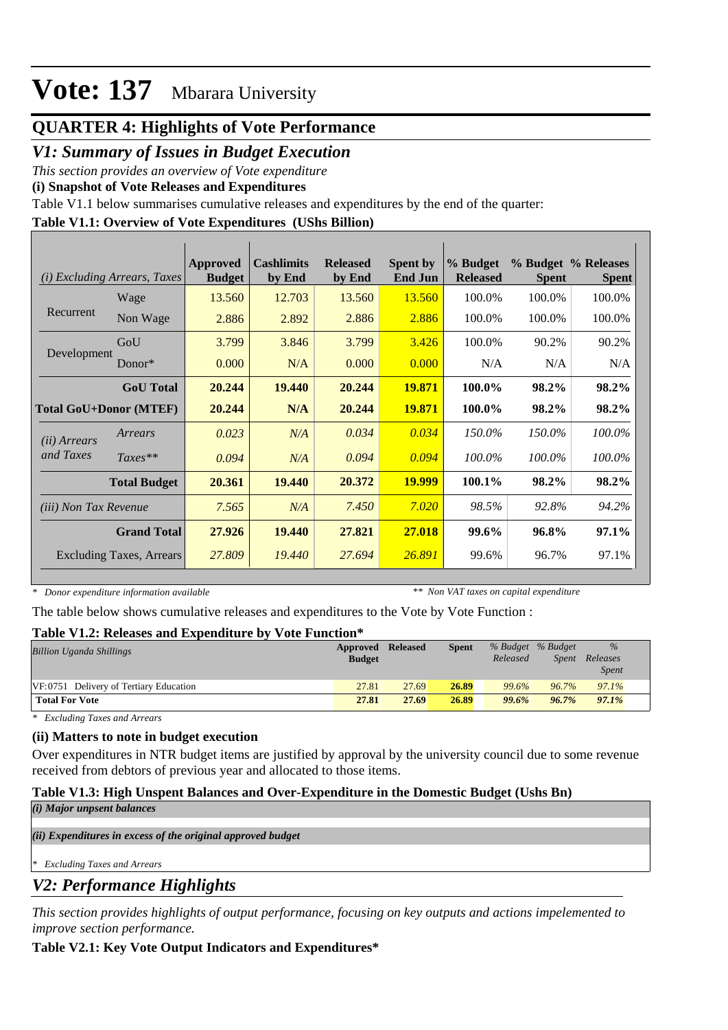# Vote: 137 Mbarara University

## QUARTER 4: Highlights of Vote Performance

## *V1: Summary of Issues in Budget Execution*

*This section provides an overview of Vote expenditure*

**(i) Snapshot of Vote Releases and Expenditures**

Table V1.1 below summarises cumulative releases and expenditures by the end of the quarter:

**Table V1.1: Overview of Vote Expenditures (UShs Billion)**

| *(i) Excluding Arrears, Taxes* | | Approved Budget | Cashlimits by End | Released by End | Spent by End Jun | % Budget Released | % Budget Spent | % Releases Spent |
|---|---|---|---|---|---|---|---|---|
| Recurrent | Wage | 13.560 | 12.703 | 13.560 | 13.560 | 100.0% | 100.0% | 100.0% |
| | Non Wage | 2.886 | 2.892 | 2.886 | 2.886 | 100.0% | 100.0% | 100.0% |
| Development | GoU | 3.799 | 3.846 | 3.799 | 3.426 | 100.0% | 90.2% | 90.2% |
| | Donor* | 0.000 | N/A | 0.000 | 0.000 | N/A | N/A | N/A |
| | **GoU Total** | **20.244** | **19.440** | **20.244** | **19.871** | **100.0%** | **98.2%** | **98.2%** |
| **Total GoU+Donor (MTEF)** | | **20.244** | **N/A** | **20.244** | **19.871** | **100.0%** | **98.2%** | **98.2%** |
| *(ii) Arrears and Taxes* | *Arrears* | *0.023* | *N/A* | *0.034* | *0.034* | *150.0%* | *150.0%* | *100.0%* |
| | *Taxes*** | *0.094* | *N/A* | *0.094* | *0.094* | *100.0%* | *100.0%* | *100.0%* |
| | **Total Budget** | **20.361** | **19.440** | **20.372** | **19.999** | **100.1%** | **98.2%** | **98.2%** |
| *(iii) Non Tax Revenue* | | *7.565* | *N/A* | *7.450* | *7.020* | *98.5%* | *92.8%* | *94.2%* |
| | **Grand Total** | **27.926** | **19.440** | **27.821** | **27.018** | **99.6%** | **96.8%** | **97.1%** |
| | Excluding Taxes, Arrears | *27.809* | *19.440* | *27.694* | *26.891* | 99.6% | 96.7% | 97.1% |

*\* Donor expenditure information available* ** *Non VAT taxes on capital expenditure*

The table below shows cumulative releases and expenditures to the Vote by Vote Function :

**Table V1.2: Releases and Expenditure by Vote Function***

| *Billion Uganda Shillings* | Approved Budget | Released | Spent | *% Budget Released* | *% Budget Spent* | *% Releases Spent* |
|---|---|---|---|---|---|---|
| VF:0751 Delivery of Tertiary Education | 27.81 | 27.69 | **26.89** | *99.6%* | *96.7%* | *97.1%* |
| **Total For Vote** | **27.81** | **27.69** | **26.89** | ***99.6%*** | ***96.7%*** | ***97.1%*** |

*\* Excluding Taxes and Arrears*

**(ii) Matters to note in budget execution**

Over expenditures in NTR budget items are justified by approval by the university council due to some revenue received from debtors of previous year and allocated to those items.

**Table V1.3: High Unspent Balances and Over-Expenditure in the Domestic Budget (Ushs Bn)**

***(i) Major unpsent balances***

***(ii) Expenditures in excess of the original approved budget***

*\* Excluding Taxes and Arrears*

## *V2: Performance Highlights*

*This section provides highlights of output performance, focusing on key outputs and actions impelemented to improve section performance.*

**Table V2.1: Key Vote Output Indicators and Expenditures***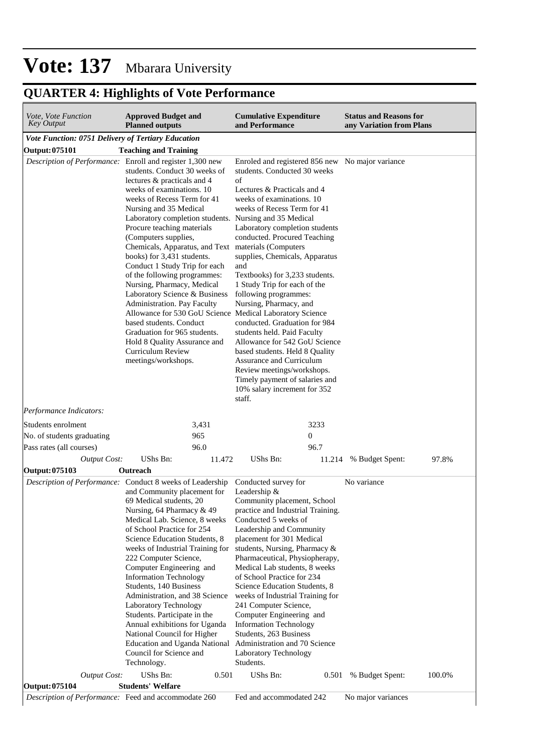# Vote: 137 Mbarara University

## QUARTER 4: Highlights of Vote Performance

| *Vote, Vote Function Key Output* | **Approved Budget and Planned outputs** | | **Cumulative Expenditure and Performance** | | **Status and Reasons for any Variation from Plans** | |
|---|---|---|---|---|---|---|
| ***Vote Function: 0751 Delivery of Tertiary Education*** | | | | | | |
| **Output: 075101** | **Teaching and Training** | | | | | |
| *Description of Performance:* | Enroll and register 1,300 new students. Conduct 30 weeks of lectures & practicals and 4 weeks of examinations. 10 weeks of Recess Term for 41 Nursing and 35 Medical Laboratory completion students. Procure teaching materials (Computers supplies, Chemicals, Apparatus, and Text books) for 3,431 students. Conduct 1 Study Trip for each of the following programmes: Nursing, Pharmacy, Medical Laboratory Science & Business Administration. Pay Faculty Allowance for 530 GoU Science based students. Conduct Graduation for 965 students. Hold 8 Quality Assurance and Curriculum Review meetings/workshops. | | Enroled and registered 856 new students. Conducted 30 weeks of Lectures & Practicals and 4 weeks of examinations. 10 weeks of Recess Term for 41 Nursing and 35 Medical Laboratory completion students conducted. Procured Teaching materials (Computers supplies, Chemicals, Apparatus and Textbooks) for 3,233 students. 1 Study Trip for each of the following programmes: Nursing, Pharmacy, and Medical Laboratory Science conducted. Graduation for 984 students held. Paid Faculty Allowance for 542 GoU Science based students. Held 8 Quality Assurance and Curriculum Review meetings/workshops. Timely payment of salaries and 10% salary increment for 352 staff. | | No major variance | |
| *Performance Indicators:* | | | | | | |
| Students enrolment | | 3,431 | | 3233 | | |
| No. of students graduating | | 965 | | 0 | | |
| Pass rates (all courses) | | 96.0 | | 96.7 | | |
| *Output Cost:* | UShs Bn: | 11.472 | UShs Bn: | 11.214 | % Budget Spent: | 97.8% |
| **Output: 075103** | **Outreach** | | | | | |
| *Description of Performance:* | Conduct 8 weeks of Leadership and Community placement for 69 Medical students, 20 Nursing, 64 Pharmacy & 49 Medical Lab. Science, 8 weeks of School Practice for 254 Science Education Students, 8 weeks of Industrial Training for 222 Computer Science, Computer Engineering and Information Technology Students, 140 Business Administration, and 38 Science Laboratory Technology Students. Participate in the Annual exhibitions for Uganda National Council for Higher Education and Uganda National Council for Science and Technology. | | Conducted survey for Leadership & Community placement, School practice and Industrial Training. Conducted 5 weeks of Leadership and Community placement for 301 Medical students, Nursing, Pharmacy & Pharmaceutical, Physiopherapy, Medical Lab students, 8 weeks of School Practice for 234 Science Education Students, 8 weeks of Industrial Training for 241 Computer Science, Computer Engineering and Information Technology Students, 263 Business Administration and 70 Science Laboratory Technology Students. | | No variance | |
| *Output Cost:* | UShs Bn: | 0.501 | UShs Bn: | 0.501 | % Budget Spent: | 100.0% |
| **Output: 075104** | **Students' Welfare** | | | | | |
| *Description of Performance:* | Feed and accommodate 260 | | Fed and accommodated 242 | | No major variances | |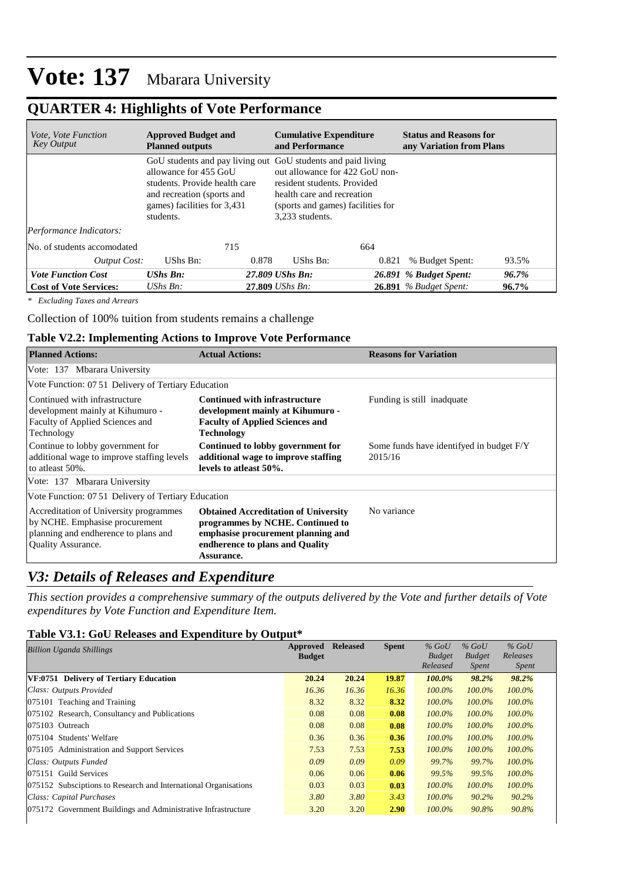# Vote: 137 Mbarara University

## QUARTER 4: Highlights of Vote Performance

| *Vote, Vote Function Key Output* | **Approved Budget and Planned outputs** | | **Cumulative Expenditure and Performance** | | **Status and Reasons for any Variation from Plans** | |
|---|---|---|---|---|---|---|
| | GoU students and pay living out allowance for 455 GoU students. Provide health care and recreation (sports and games) facilities for 3,431 students. | | GoU students and paid living out allowance for 422 GoU non-resident students. Provided health care and recreation (sports and games) facilities for 3,233 students. | | | |
| *Performance Indicators:* | | | | | | |
| No. of students accomodated | 715 | | 664 | | | |
| *Output Cost:* | UShs Bn: | 0.878 | UShs Bn: | 0.821 | % Budget Spent: | 93.5% |
| ***Vote Function Cost*** | ***UShs Bn:*** | ***27.809*** | ***UShs Bn:*** | ***26.891*** | ***% Budget Spent:*** | ***96.7%*** |
| **Cost of Vote Services:** | *UShs Bn:* | **27.809** | *UShs Bn:* | **26.891** | *% Budget Spent:* | **96.7%** |

*\* Excluding Taxes and Arrears*

Collection of 100% tuition from students remains a challenge

### Table V2.2: Implementing Actions to Improve Vote Performance

| **Planned Actions:** | **Actual Actions:** | **Reasons for Variation** |
|---|---|---|
| Vote: 137 Mbarara University | | |
| Vote Function: 07 51 Delivery of Tertiary Education | | |
| Continued with infrastructure development mainly at Kihumuro - Faculty of Applied Sciences and Technology | **Continued with infrastructure development mainly at Kihumuro - Faculty of Applied Sciences and Technology** | Funding is still inadquate |
| Continue to lobby government for additional wage to improve staffing levels to atleast 50%. | **Continued to lobby government for additional wage to improve staffing levels to atleast 50%.** | Some funds have identifyed in budget F/Y 2015/16 |
| Vote: 137 Mbarara University | | |
| Vote Function: 07 51 Delivery of Tertiary Education | | |
| Accreditation of University programmes by NCHE. Emphasise procurement planning and endherence to plans and Quality Assurance. | **Obtained Accreditation of University programmes by NCHE. Continued to emphasise procurement planning and endherence to plans and Quality Assurance.** | No variance |

## *V3: Details of Releases and Expenditure*

*This section provides a comprehensive summary of the outputs delivered by the Vote and further details of Vote expenditures by Vote Function and Expenditure Item.*

### Table V3.1: GoU Releases and Expenditure by Output*

| *Billion Uganda Shillings* | **Approved Budget** | **Released** | **Spent** | *% GoU Budget Released* | *% GoU Budget Spent* | *% GoU Releases Spent* |
|---|---|---|---|---|---|---|
| **VF:0751 Delivery of Tertiary Education** | **20.24** | **20.24** | **19.87** | ***100.0%*** | ***98.2%*** | ***98.2%*** |
| *Class: Outputs Provided* | *16.36* | *16.36* | *16.36* | *100.0%* | *100.0%* | *100.0%* |
| 075101 Teaching and Training | 8.32 | 8.32 | **8.32** | *100.0%* | *100.0%* | *100.0%* |
| 075102 Research, Consultancy and Publications | 0.08 | 0.08 | **0.08** | *100.0%* | *100.0%* | *100.0%* |
| 075103 Outreach | 0.08 | 0.08 | **0.08** | *100.0%* | *100.0%* | *100.0%* |
| 075104 Students' Welfare | 0.36 | 0.36 | **0.36** | *100.0%* | *100.0%* | *100.0%* |
| 075105 Administration and Support Services | 7.53 | 7.53 | **7.53** | *100.0%* | *100.0%* | *100.0%* |
| *Class: Outputs Funded* | *0.09* | *0.09* | *0.09* | *99.7%* | *99.7%* | *100.0%* |
| 075151 Guild Services | 0.06 | 0.06 | **0.06** | *99.5%* | *99.5%* | *100.0%* |
| 075152 Subsciptions to Research and International Organisations | 0.03 | 0.03 | **0.03** | *100.0%* | *100.0%* | *100.0%* |
| *Class: Capital Purchases* | *3.80* | *3.80* | *3.43* | *100.0%* | *90.2%* | *90.2%* |
| 075172 Government Buildings and Administrative Infrastructure | 3.20 | 3.20 | **2.90** | *100.0%* | *90.8%* | *90.8%* |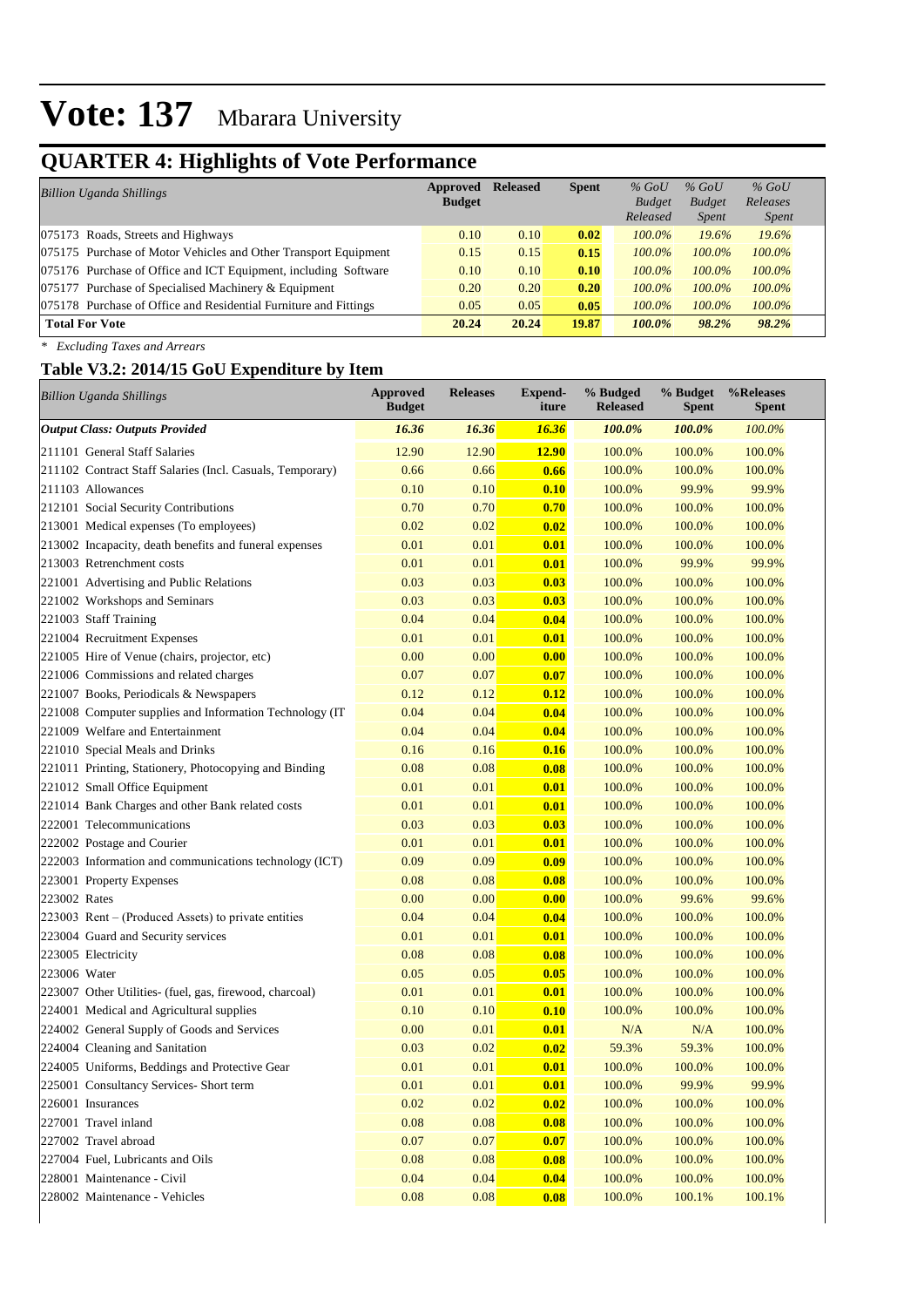# Vote: 137 Mbarara University

## QUARTER 4: Highlights of Vote Performance

| *Billion Uganda Shillings* | Approved Budget | Released | Spent | *% GoU Budget Released* | *% GoU Budget Spent* | *% GoU Releases Spent* |
|---|---|---|---|---|---|---|
| 075173 Roads, Streets and Highways | 0.10 | 0.10 | **0.02** | *100.0%* | *19.6%* | *19.6%* |
| 075175 Purchase of Motor Vehicles and Other Transport Equipment | 0.15 | 0.15 | **0.15** | *100.0%* | *100.0%* | *100.0%* |
| 075176 Purchase of Office and ICT Equipment, including Software | 0.10 | 0.10 | **0.10** | *100.0%* | *100.0%* | *100.0%* |
| 075177 Purchase of Specialised Machinery & Equipment | 0.20 | 0.20 | **0.20** | *100.0%* | *100.0%* | *100.0%* |
| 075178 Purchase of Office and Residential Furniture and Fittings | 0.05 | 0.05 | **0.05** | *100.0%* | *100.0%* | *100.0%* |
| **Total For Vote** | **20.24** | **20.24** | **19.87** | ***100.0%*** | ***98.2%*** | ***98.2%*** |

*\* Excluding Taxes and Arrears*

### Table V3.2: 2014/15 GoU Expenditure by Item

| *Billion Uganda Shillings* | Approved Budget | Releases | Expend-iture | % Budged Released | % Budget Spent | %Releases Spent |
|---|---|---|---|---|---|---|
| ***Output Class: Outputs Provided*** | ***16.36*** | ***16.36*** | ***16.36*** | ***100.0%*** | ***100.0%*** | *100.0%* |
| 211101 General Staff Salaries | 12.90 | 12.90 | **12.90** | 100.0% | 100.0% | 100.0% |
| 211102 Contract Staff Salaries (Incl. Casuals, Temporary) | 0.66 | 0.66 | **0.66** | 100.0% | 100.0% | 100.0% |
| 211103 Allowances | 0.10 | 0.10 | **0.10** | 100.0% | 99.9% | 99.9% |
| 212101 Social Security Contributions | 0.70 | 0.70 | **0.70** | 100.0% | 100.0% | 100.0% |
| 213001 Medical expenses (To employees) | 0.02 | 0.02 | **0.02** | 100.0% | 100.0% | 100.0% |
| 213002 Incapacity, death benefits and funeral expenses | 0.01 | 0.01 | **0.01** | 100.0% | 100.0% | 100.0% |
| 213003 Retrenchment costs | 0.01 | 0.01 | **0.01** | 100.0% | 99.9% | 99.9% |
| 221001 Advertising and Public Relations | 0.03 | 0.03 | **0.03** | 100.0% | 100.0% | 100.0% |
| 221002 Workshops and Seminars | 0.03 | 0.03 | **0.03** | 100.0% | 100.0% | 100.0% |
| 221003 Staff Training | 0.04 | 0.04 | **0.04** | 100.0% | 100.0% | 100.0% |
| 221004 Recruitment Expenses | 0.01 | 0.01 | **0.01** | 100.0% | 100.0% | 100.0% |
| 221005 Hire of Venue (chairs, projector, etc) | 0.00 | 0.00 | **0.00** | 100.0% | 100.0% | 100.0% |
| 221006 Commissions and related charges | 0.07 | 0.07 | **0.07** | 100.0% | 100.0% | 100.0% |
| 221007 Books, Periodicals & Newspapers | 0.12 | 0.12 | **0.12** | 100.0% | 100.0% | 100.0% |
| 221008 Computer supplies and Information Technology (IT | 0.04 | 0.04 | **0.04** | 100.0% | 100.0% | 100.0% |
| 221009 Welfare and Entertainment | 0.04 | 0.04 | **0.04** | 100.0% | 100.0% | 100.0% |
| 221010 Special Meals and Drinks | 0.16 | 0.16 | **0.16** | 100.0% | 100.0% | 100.0% |
| 221011 Printing, Stationery, Photocopying and Binding | 0.08 | 0.08 | **0.08** | 100.0% | 100.0% | 100.0% |
| 221012 Small Office Equipment | 0.01 | 0.01 | **0.01** | 100.0% | 100.0% | 100.0% |
| 221014 Bank Charges and other Bank related costs | 0.01 | 0.01 | **0.01** | 100.0% | 100.0% | 100.0% |
| 222001 Telecommunications | 0.03 | 0.03 | **0.03** | 100.0% | 100.0% | 100.0% |
| 222002 Postage and Courier | 0.01 | 0.01 | **0.01** | 100.0% | 100.0% | 100.0% |
| 222003 Information and communications technology (ICT) | 0.09 | 0.09 | **0.09** | 100.0% | 100.0% | 100.0% |
| 223001 Property Expenses | 0.08 | 0.08 | **0.08** | 100.0% | 100.0% | 100.0% |
| 223002 Rates | 0.00 | 0.00 | **0.00** | 100.0% | 99.6% | 99.6% |
| 223003 Rent – (Produced Assets) to private entities | 0.04 | 0.04 | **0.04** | 100.0% | 100.0% | 100.0% |
| 223004 Guard and Security services | 0.01 | 0.01 | **0.01** | 100.0% | 100.0% | 100.0% |
| 223005 Electricity | 0.08 | 0.08 | **0.08** | 100.0% | 100.0% | 100.0% |
| 223006 Water | 0.05 | 0.05 | **0.05** | 100.0% | 100.0% | 100.0% |
| 223007 Other Utilities- (fuel, gas, firewood, charcoal) | 0.01 | 0.01 | **0.01** | 100.0% | 100.0% | 100.0% |
| 224001 Medical and Agricultural supplies | 0.10 | 0.10 | **0.10** | 100.0% | 100.0% | 100.0% |
| 224002 General Supply of Goods and Services | 0.00 | 0.01 | **0.01** | N/A | N/A | 100.0% |
| 224004 Cleaning and Sanitation | 0.03 | 0.02 | **0.02** | 59.3% | 59.3% | 100.0% |
| 224005 Uniforms, Beddings and Protective Gear | 0.01 | 0.01 | **0.01** | 100.0% | 100.0% | 100.0% |
| 225001 Consultancy Services- Short term | 0.01 | 0.01 | **0.01** | 100.0% | 99.9% | 99.9% |
| 226001 Insurances | 0.02 | 0.02 | **0.02** | 100.0% | 100.0% | 100.0% |
| 227001 Travel inland | 0.08 | 0.08 | **0.08** | 100.0% | 100.0% | 100.0% |
| 227002 Travel abroad | 0.07 | 0.07 | **0.07** | 100.0% | 100.0% | 100.0% |
| 227004 Fuel, Lubricants and Oils | 0.08 | 0.08 | **0.08** | 100.0% | 100.0% | 100.0% |
| 228001 Maintenance - Civil | 0.04 | 0.04 | **0.04** | 100.0% | 100.0% | 100.0% |
| 228002 Maintenance - Vehicles | 0.08 | 0.08 | **0.08** | 100.0% | 100.1% | 100.1% |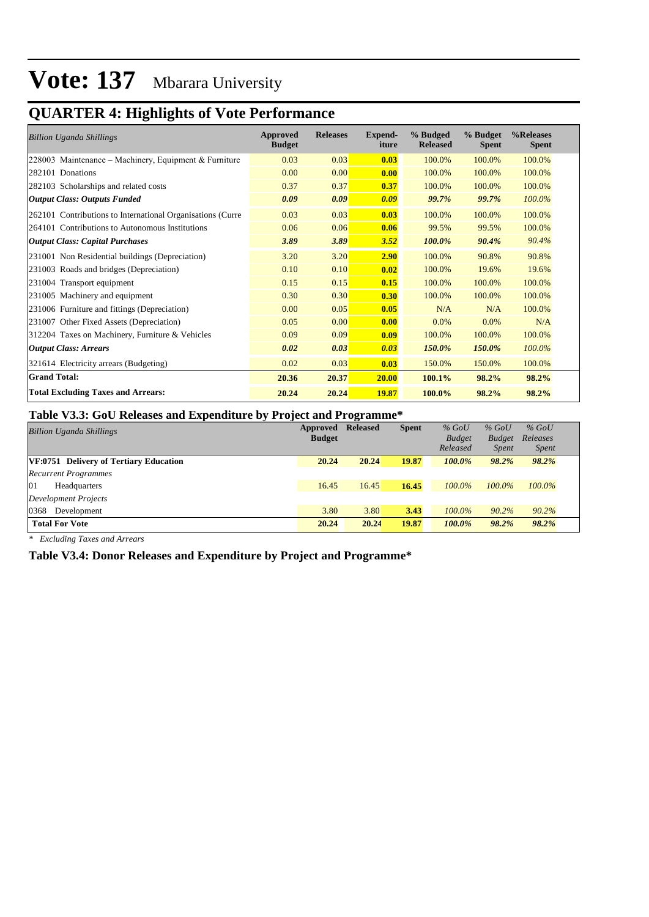# Vote: 137 Mbarara University

## QUARTER 4: Highlights of Vote Performance

| *Billion Uganda Shillings* | Approved Budget | Releases | Expend-iture | % Budged Released | % Budget Spent | %Releases Spent |
|---|---|---|---|---|---|---|
| 228003 Maintenance – Machinery, Equipment & Furniture | 0.03 | 0.03 | **0.03** | 100.0% | 100.0% | 100.0% |
| 282101 Donations | 0.00 | 0.00 | **0.00** | 100.0% | 100.0% | 100.0% |
| 282103 Scholarships and related costs | 0.37 | 0.37 | **0.37** | 100.0% | 100.0% | 100.0% |
| ***Output Class: Outputs Funded*** | ***0.09*** | ***0.09*** | ***0.09*** | ***99.7%*** | ***99.7%*** | *100.0%* |
| 262101 Contributions to International Organisations (Curre | 0.03 | 0.03 | **0.03** | 100.0% | 100.0% | 100.0% |
| 264101 Contributions to Autonomous Institutions | 0.06 | 0.06 | **0.06** | 99.5% | 99.5% | 100.0% |
| ***Output Class: Capital Purchases*** | ***3.89*** | ***3.89*** | ***3.52*** | ***100.0%*** | ***90.4%*** | *90.4%* |
| 231001 Non Residential buildings (Depreciation) | 3.20 | 3.20 | **2.90** | 100.0% | 90.8% | 90.8% |
| 231003 Roads and bridges (Depreciation) | 0.10 | 0.10 | **0.02** | 100.0% | 19.6% | 19.6% |
| 231004 Transport equipment | 0.15 | 0.15 | **0.15** | 100.0% | 100.0% | 100.0% |
| 231005 Machinery and equipment | 0.30 | 0.30 | **0.30** | 100.0% | 100.0% | 100.0% |
| 231006 Furniture and fittings (Depreciation) | 0.00 | 0.05 | **0.05** | N/A | N/A | 100.0% |
| 231007 Other Fixed Assets (Depreciation) | 0.05 | 0.00 | **0.00** | 0.0% | 0.0% | N/A |
| 312204 Taxes on Machinery, Furniture & Vehicles | 0.09 | 0.09 | **0.09** | 100.0% | 100.0% | 100.0% |
| ***Output Class: Arrears*** | ***0.02*** | ***0.03*** | ***0.03*** | ***150.0%*** | ***150.0%*** | *100.0%* |
| 321614 Electricity arrears (Budgeting) | 0.02 | 0.03 | **0.03** | 150.0% | 150.0% | 100.0% |
| **Grand Total:** | **20.36** | **20.37** | **20.00** | **100.1%** | **98.2%** | **98.2%** |
| **Total Excluding Taxes and Arrears:** | **20.24** | **20.24** | **19.87** | **100.0%** | **98.2%** | **98.2%** |

### Table V3.3: GoU Releases and Expenditure by Project and Programme*

| *Billion Uganda Shillings* | Approved Budget | Released | Spent | *% GoU Budget Released* | *% GoU Budget Spent* | *% GoU Releases Spent* |
|---|---|---|---|---|---|---|
| **VF:0751 Delivery of Tertiary Education** | **20.24** | **20.24** | **19.87** | ***100.0%*** | ***98.2%*** | ***98.2%*** |
| *Recurrent Programmes* | | | | | | |
| 01 Headquarters | 16.45 | 16.45 | **16.45** | *100.0%* | *100.0%* | *100.0%* |
| *Development Projects* | | | | | | |
| 0368 Development | 3.80 | 3.80 | **3.43** | *100.0%* | *90.2%* | *90.2%* |
| **Total For Vote** | **20.24** | **20.24** | **19.87** | ***100.0%*** | ***98.2%*** | ***98.2%*** |

*\* Excluding Taxes and Arrears*

### Table V3.4: Donor Releases and Expenditure by Project and Programme*